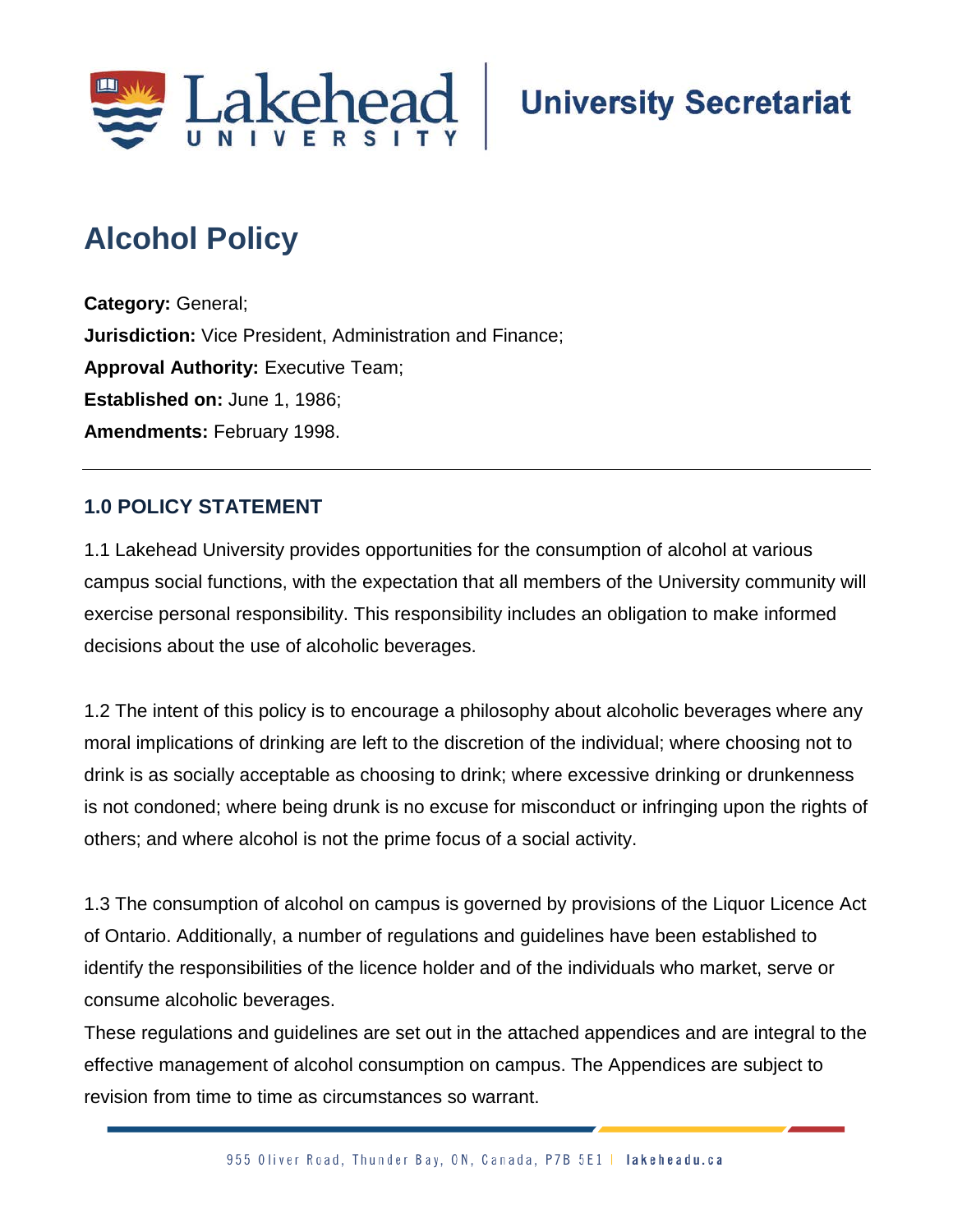Lakehead University | University Secretariat

# Alcohol Policy

**Category:** General;
**Jurisdiction:** Vice President, Administration and Finance;
**Approval Authority:** Executive Team;
**Established on:** June 1, 1986;
**Amendments:** February 1998.

---

## 1.0 POLICY STATEMENT

1.1 Lakehead University provides opportunities for the consumption of alcohol at various campus social functions, with the expectation that all members of the University community will exercise personal responsibility. This responsibility includes an obligation to make informed decisions about the use of alcoholic beverages.

1.2 The intent of this policy is to encourage a philosophy about alcoholic beverages where any moral implications of drinking are left to the discretion of the individual; where choosing not to drink is as socially acceptable as choosing to drink; where excessive drinking or drunkenness is not condoned; where being drunk is no excuse for misconduct or infringing upon the rights of others; and where alcohol is not the prime focus of a social activity.

1.3 The consumption of alcohol on campus is governed by provisions of the Liquor Licence Act of Ontario. Additionally, a number of regulations and guidelines have been established to identify the responsibilities of the licence holder and of the individuals who market, serve or consume alcoholic beverages.
These regulations and guidelines are set out in the attached appendices and are integral to the effective management of alcohol consumption on campus. The Appendices are subject to revision from time to time as circumstances so warrant.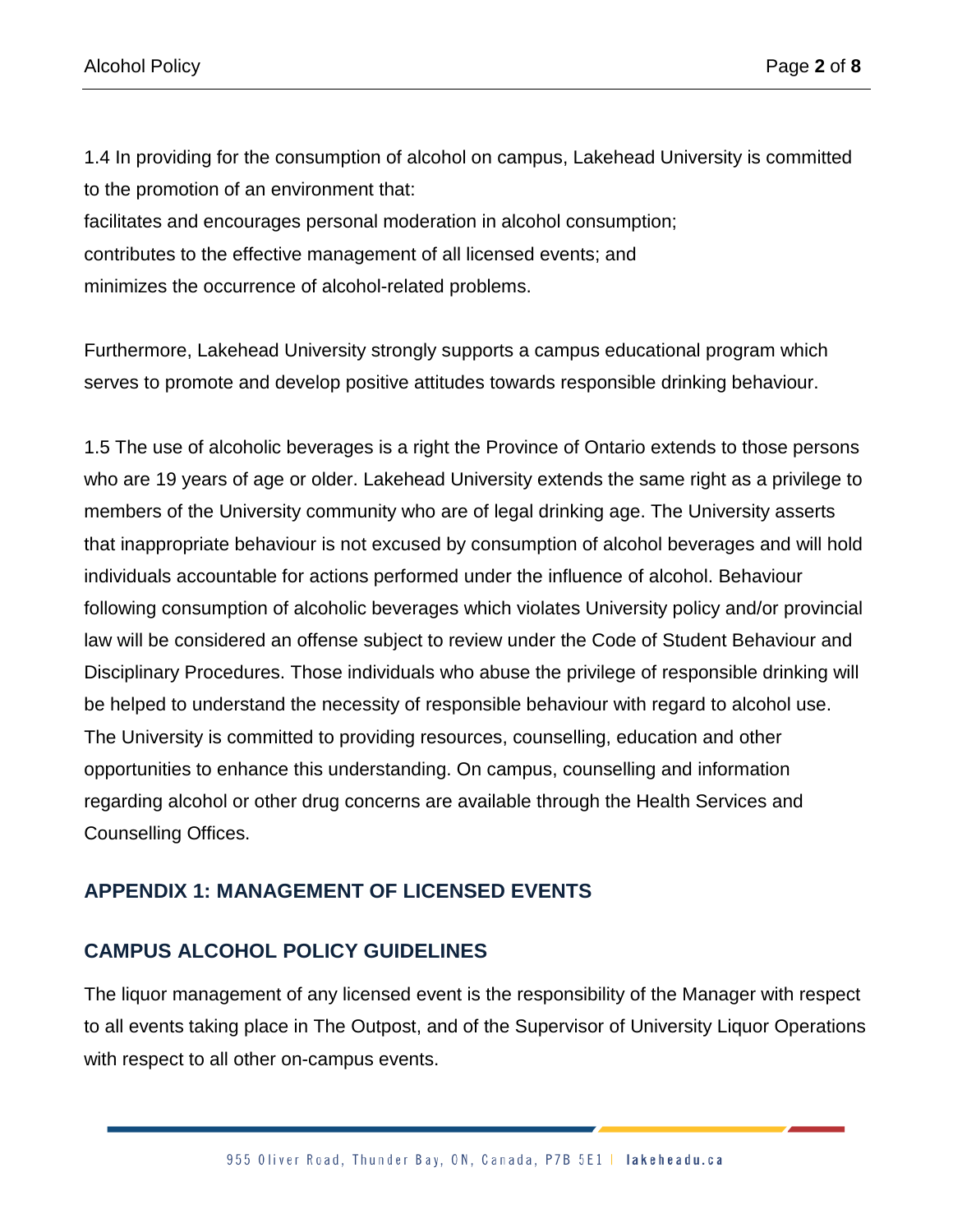1.4 In providing for the consumption of alcohol on campus, Lakehead University is committed to the promotion of an environment that:

facilitates and encourages personal moderation in alcohol consumption;

contributes to the effective management of all licensed events; and

minimizes the occurrence of alcohol-related problems.

Furthermore, Lakehead University strongly supports a campus educational program which serves to promote and develop positive attitudes towards responsible drinking behaviour.

1.5 The use of alcoholic beverages is a right the Province of Ontario extends to those persons who are 19 years of age or older. Lakehead University extends the same right as a privilege to members of the University community who are of legal drinking age. The University asserts that inappropriate behaviour is not excused by consumption of alcohol beverages and will hold individuals accountable for actions performed under the influence of alcohol. Behaviour following consumption of alcoholic beverages which violates University policy and/or provincial law will be considered an offense subject to review under the Code of Student Behaviour and Disciplinary Procedures. Those individuals who abuse the privilege of responsible drinking will be helped to understand the necessity of responsible behaviour with regard to alcohol use. The University is committed to providing resources, counselling, education and other opportunities to enhance this understanding. On campus, counselling and information regarding alcohol or other drug concerns are available through the Health Services and Counselling Offices.

## APPENDIX 1: MANAGEMENT OF LICENSED EVENTS

## CAMPUS ALCOHOL POLICY GUIDELINES

The liquor management of any licensed event is the responsibility of the Manager with respect to all events taking place in The Outpost, and of the Supervisor of University Liquor Operations with respect to all other on-campus events.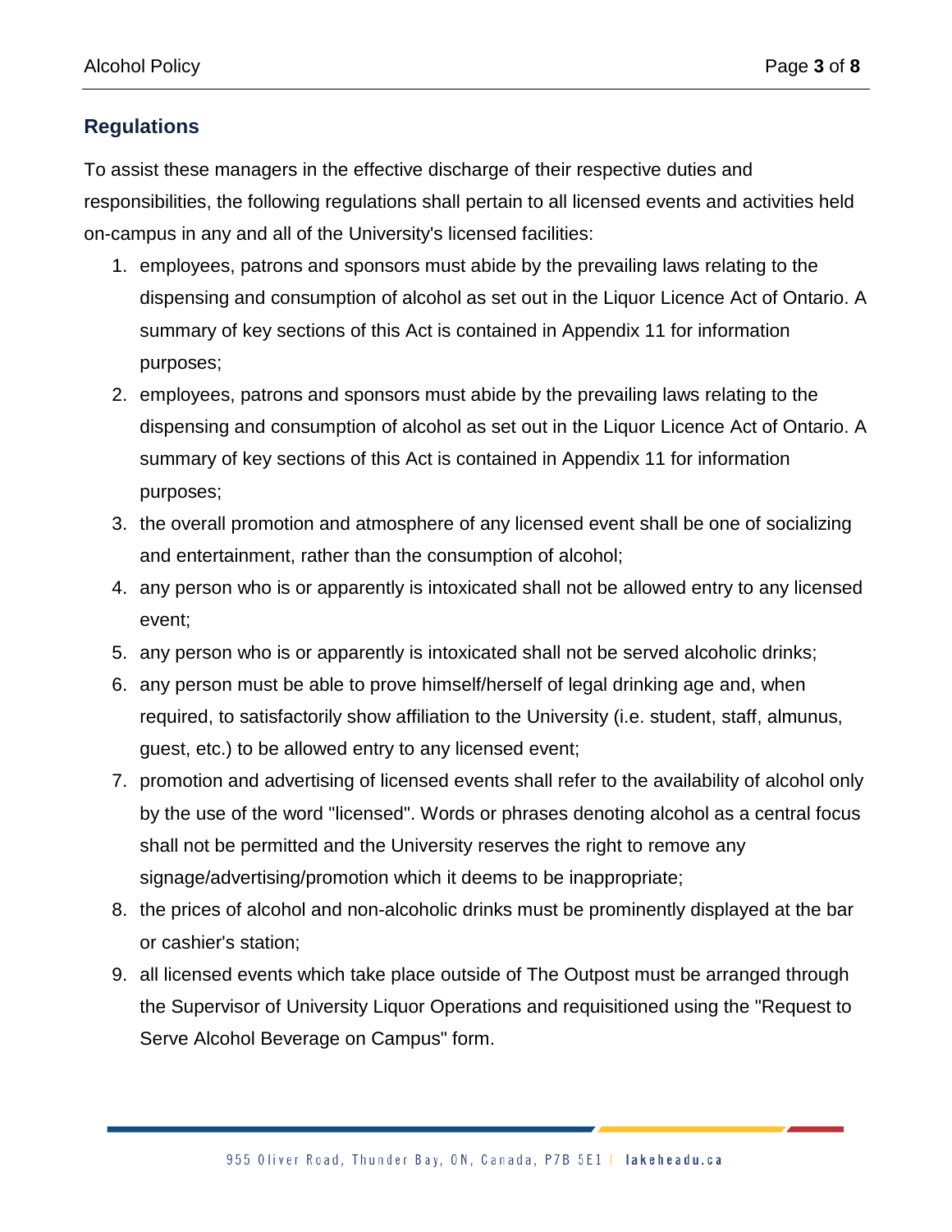## Regulations

To assist these managers in the effective discharge of their respective duties and responsibilities, the following regulations shall pertain to all licensed events and activities held on-campus in any and all of the University's licensed facilities:

1. employees, patrons and sponsors must abide by the prevailing laws relating to the dispensing and consumption of alcohol as set out in the Liquor Licence Act of Ontario. A summary of key sections of this Act is contained in Appendix 11 for information purposes;
2. employees, patrons and sponsors must abide by the prevailing laws relating to the dispensing and consumption of alcohol as set out in the Liquor Licence Act of Ontario. A summary of key sections of this Act is contained in Appendix 11 for information purposes;
3. the overall promotion and atmosphere of any licensed event shall be one of socializing and entertainment, rather than the consumption of alcohol;
4. any person who is or apparently is intoxicated shall not be allowed entry to any licensed event;
5. any person who is or apparently is intoxicated shall not be served alcoholic drinks;
6. any person must be able to prove himself/herself of legal drinking age and, when required, to satisfactorily show affiliation to the University (i.e. student, staff, almunus, guest, etc.) to be allowed entry to any licensed event;
7. promotion and advertising of licensed events shall refer to the availability of alcohol only by the use of the word "licensed". Words or phrases denoting alcohol as a central focus shall not be permitted and the University reserves the right to remove any signage/advertising/promotion which it deems to be inappropriate;
8. the prices of alcohol and non-alcoholic drinks must be prominently displayed at the bar or cashier's station;
9. all licensed events which take place outside of The Outpost must be arranged through the Supervisor of University Liquor Operations and requisitioned using the "Request to Serve Alcohol Beverage on Campus" form.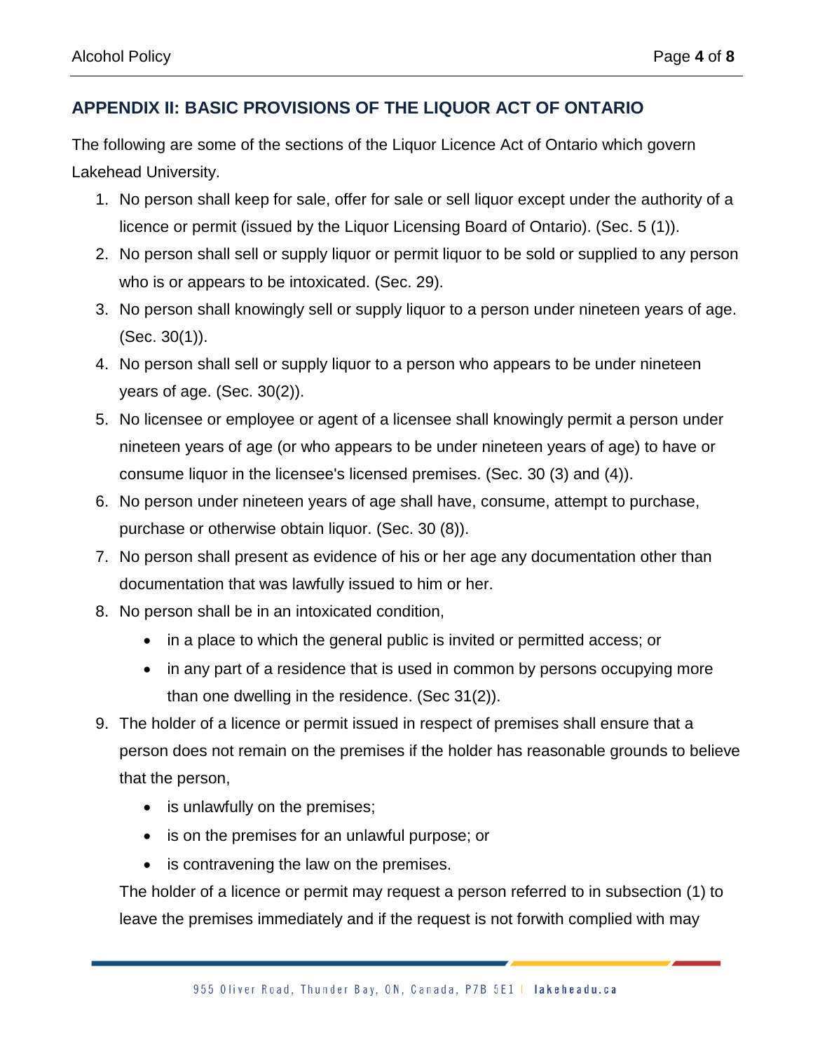## APPENDIX II: BASIC PROVISIONS OF THE LIQUOR ACT OF ONTARIO

The following are some of the sections of the Liquor Licence Act of Ontario which govern Lakehead University.

1. No person shall keep for sale, offer for sale or sell liquor except under the authority of a licence or permit (issued by the Liquor Licensing Board of Ontario). (Sec. 5 (1)).
2. No person shall sell or supply liquor or permit liquor to be sold or supplied to any person who is or appears to be intoxicated. (Sec. 29).
3. No person shall knowingly sell or supply liquor to a person under nineteen years of age. (Sec. 30(1)).
4. No person shall sell or supply liquor to a person who appears to be under nineteen years of age. (Sec. 30(2)).
5. No licensee or employee or agent of a licensee shall knowingly permit a person under nineteen years of age (or who appears to be under nineteen years of age) to have or consume liquor in the licensee's licensed premises. (Sec. 30 (3) and (4)).
6. No person under nineteen years of age shall have, consume, attempt to purchase, purchase or otherwise obtain liquor. (Sec. 30 (8)).
7. No person shall present as evidence of his or her age any documentation other than documentation that was lawfully issued to him or her.
8. No person shall be in an intoxicated condition,
   - in a place to which the general public is invited or permitted access; or
   - in any part of a residence that is used in common by persons occupying more than one dwelling in the residence. (Sec 31(2)).
9. The holder of a licence or permit issued in respect of premises shall ensure that a person does not remain on the premises if the holder has reasonable grounds to believe that the person,
   - is unlawfully on the premises;
   - is on the premises for an unlawful purpose; or
   - is contravening the law on the premises.

   The holder of a licence or permit may request a person referred to in subsection (1) to leave the premises immediately and if the request is not forwith complied with may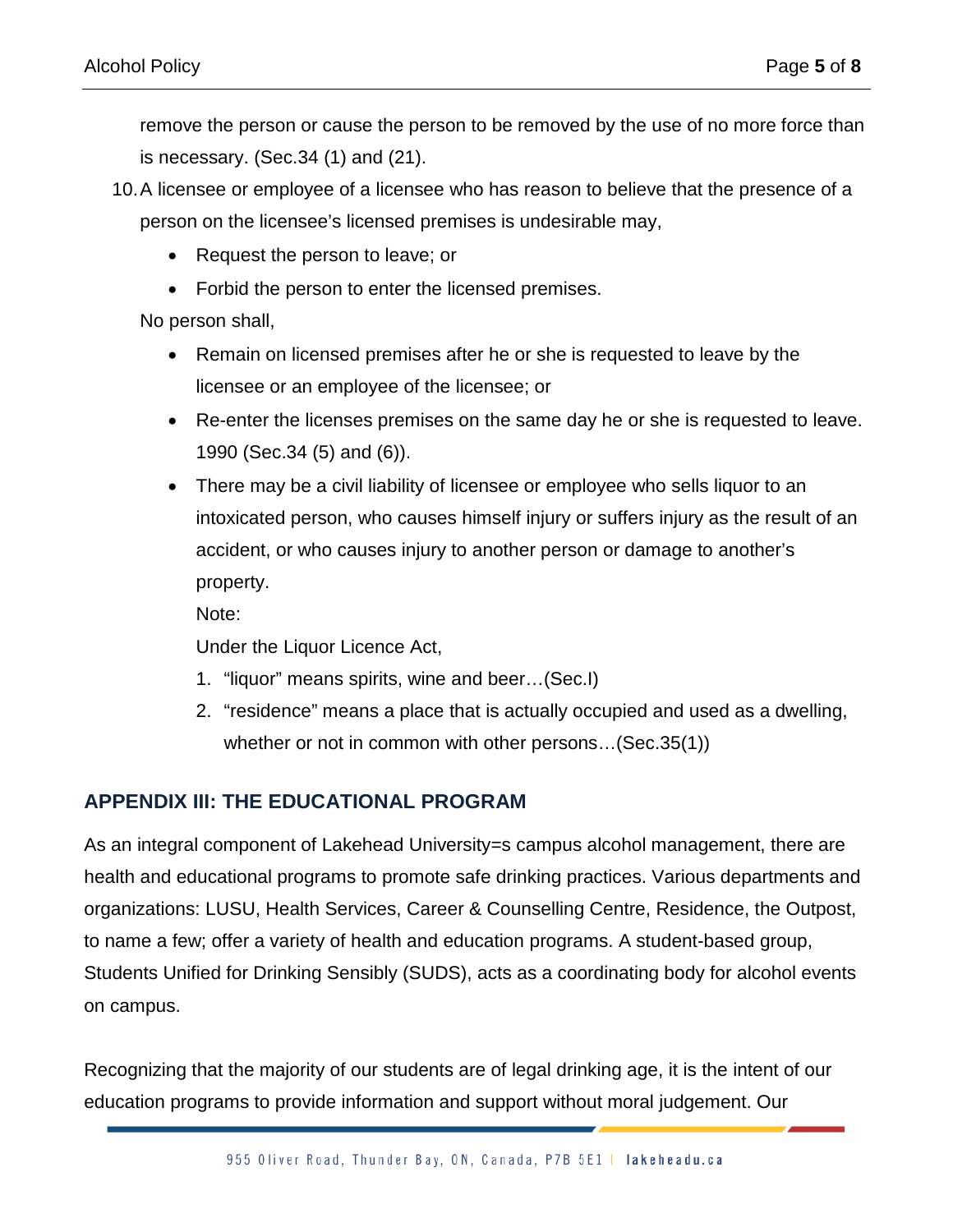remove the person or cause the person to be removed by the use of no more force than is necessary. (Sec.34 (1) and (21).

10. A licensee or employee of a licensee who has reason to believe that the presence of a person on the licensee's licensed premises is undesirable may,
    - Request the person to leave; or
    - Forbid the person to enter the licensed premises.

    No person shall,
    - Remain on licensed premises after he or she is requested to leave by the licensee or an employee of the licensee; or
    - Re-enter the licenses premises on the same day he or she is requested to leave. 1990 (Sec.34 (5) and (6)).
    - There may be a civil liability of licensee or employee who sells liquor to an intoxicated person, who causes himself injury or suffers injury as the result of an accident, or who causes injury to another person or damage to another's property.

      Note:

      Under the Liquor Licence Act,

      1. "liquor" means spirits, wine and beer…(Sec.I)
      2. "residence" means a place that is actually occupied and used as a dwelling, whether or not in common with other persons…(Sec.35(1))

## APPENDIX III: THE EDUCATIONAL PROGRAM

As an integral component of Lakehead University=s campus alcohol management, there are health and educational programs to promote safe drinking practices. Various departments and organizations: LUSU, Health Services, Career & Counselling Centre, Residence, the Outpost, to name a few; offer a variety of health and education programs. A student-based group, Students Unified for Drinking Sensibly (SUDS), acts as a coordinating body for alcohol events on campus.

Recognizing that the majority of our students are of legal drinking age, it is the intent of our education programs to provide information and support without moral judgement. Our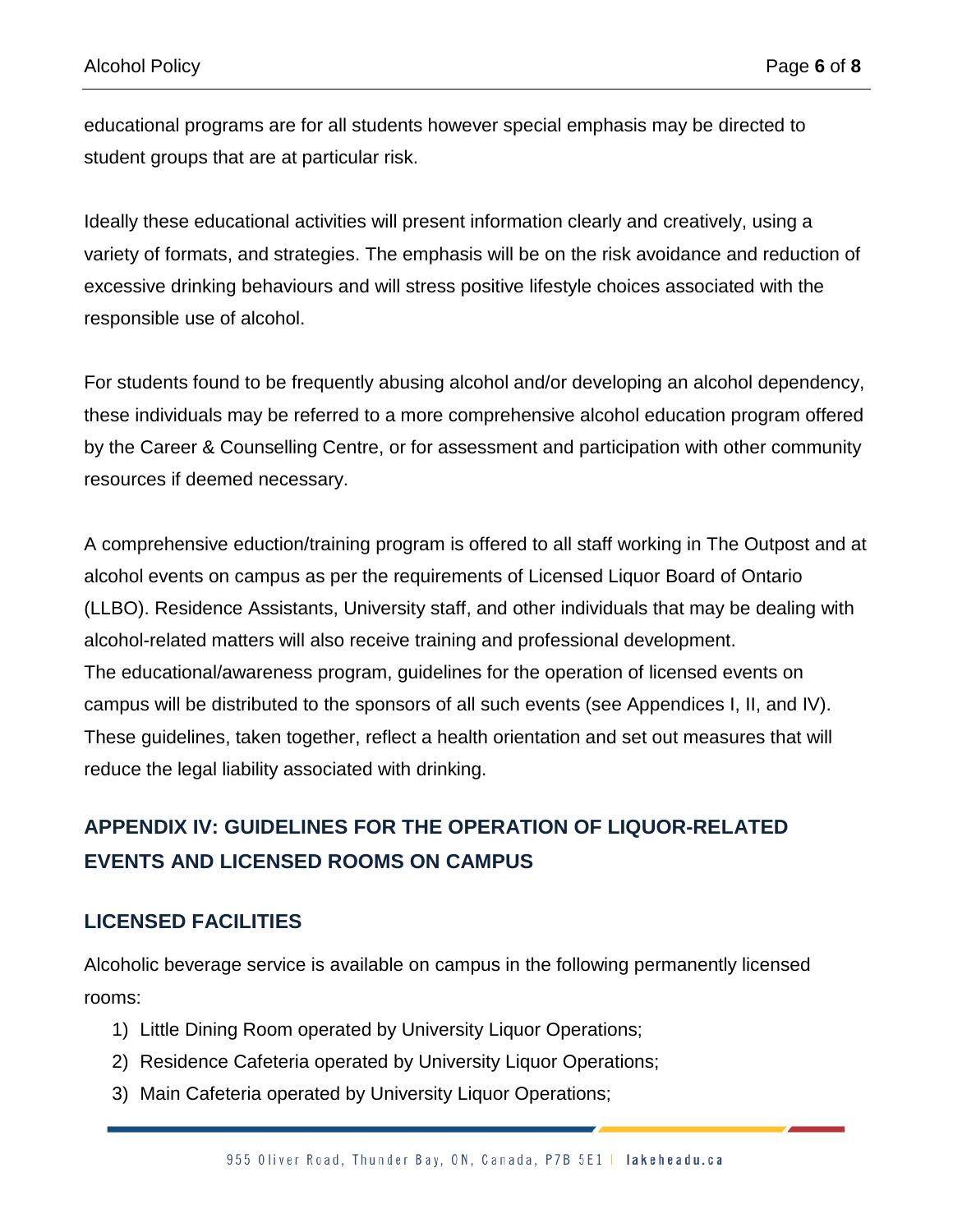educational programs are for all students however special emphasis may be directed to student groups that are at particular risk.

Ideally these educational activities will present information clearly and creatively, using a variety of formats, and strategies. The emphasis will be on the risk avoidance and reduction of excessive drinking behaviours and will stress positive lifestyle choices associated with the responsible use of alcohol.

For students found to be frequently abusing alcohol and/or developing an alcohol dependency, these individuals may be referred to a more comprehensive alcohol education program offered by the Career & Counselling Centre, or for assessment and participation with other community resources if deemed necessary.

A comprehensive eduction/training program is offered to all staff working in The Outpost and at alcohol events on campus as per the requirements of Licensed Liquor Board of Ontario (LLBO). Residence Assistants, University staff, and other individuals that may be dealing with alcohol-related matters will also receive training and professional development.
The educational/awareness program, guidelines for the operation of licensed events on campus will be distributed to the sponsors of all such events (see Appendices I, II, and IV). These guidelines, taken together, reflect a health orientation and set out measures that will reduce the legal liability associated with drinking.

## APPENDIX IV: GUIDELINES FOR THE OPERATION OF LIQUOR-RELATED EVENTS AND LICENSED ROOMS ON CAMPUS

### LICENSED FACILITIES

Alcoholic beverage service is available on campus in the following permanently licensed rooms:

1) Little Dining Room operated by University Liquor Operations;
2) Residence Cafeteria operated by University Liquor Operations;
3) Main Cafeteria operated by University Liquor Operations;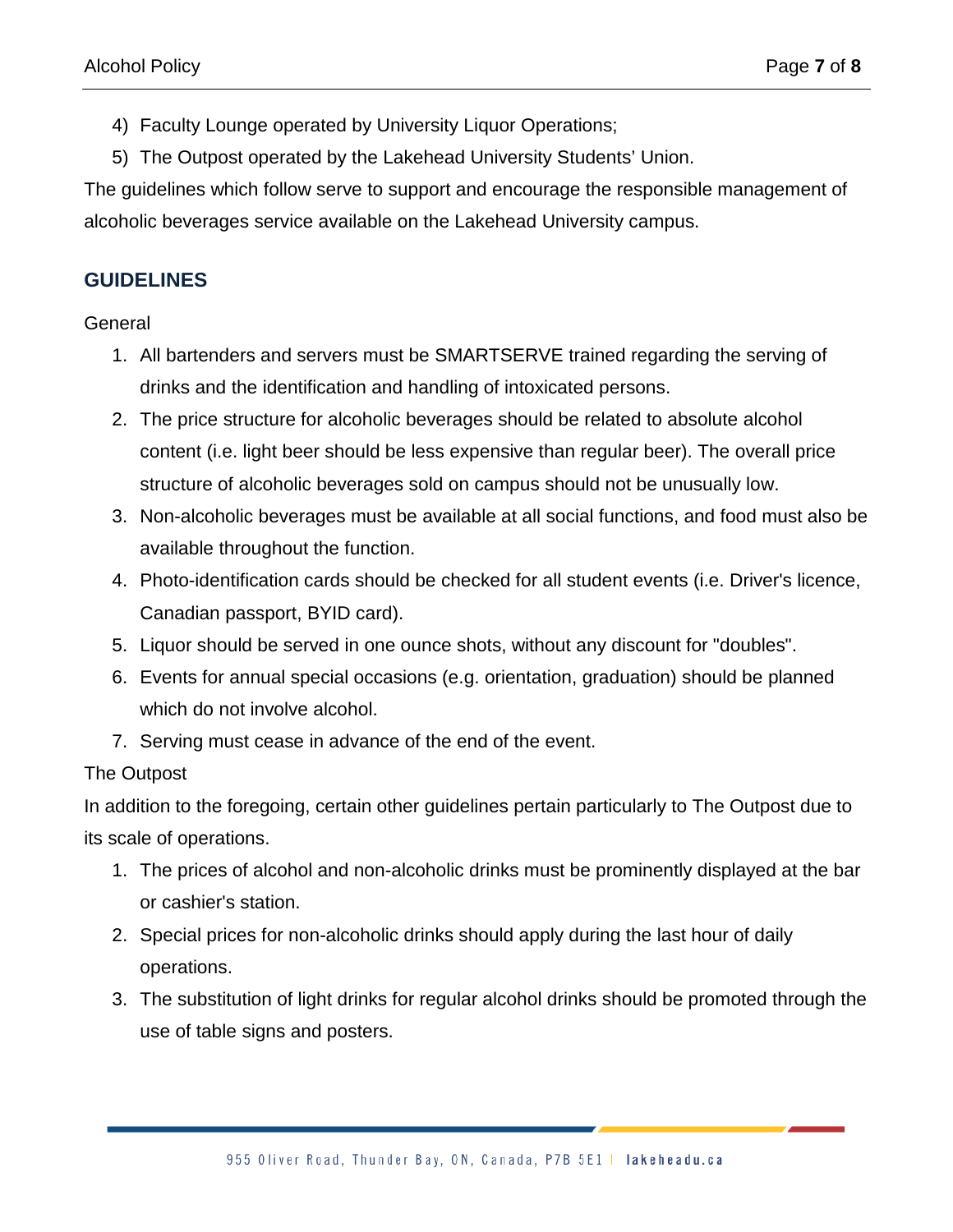4) Faculty Lounge operated by University Liquor Operations;
5) The Outpost operated by the Lakehead University Students' Union.

The guidelines which follow serve to support and encourage the responsible management of alcoholic beverages service available on the Lakehead University campus.

## GUIDELINES

General

1. All bartenders and servers must be SMARTSERVE trained regarding the serving of drinks and the identification and handling of intoxicated persons.
2. The price structure for alcoholic beverages should be related to absolute alcohol content (i.e. light beer should be less expensive than regular beer). The overall price structure of alcoholic beverages sold on campus should not be unusually low.
3. Non-alcoholic beverages must be available at all social functions, and food must also be available throughout the function.
4. Photo-identification cards should be checked for all student events (i.e. Driver's licence, Canadian passport, BYID card).
5. Liquor should be served in one ounce shots, without any discount for "doubles".
6. Events for annual special occasions (e.g. orientation, graduation) should be planned which do not involve alcohol.
7. Serving must cease in advance of the end of the event.

The Outpost

In addition to the foregoing, certain other guidelines pertain particularly to The Outpost due to its scale of operations.

1. The prices of alcohol and non-alcoholic drinks must be prominently displayed at the bar or cashier's station.
2. Special prices for non-alcoholic drinks should apply during the last hour of daily operations.
3. The substitution of light drinks for regular alcohol drinks should be promoted through the use of table signs and posters.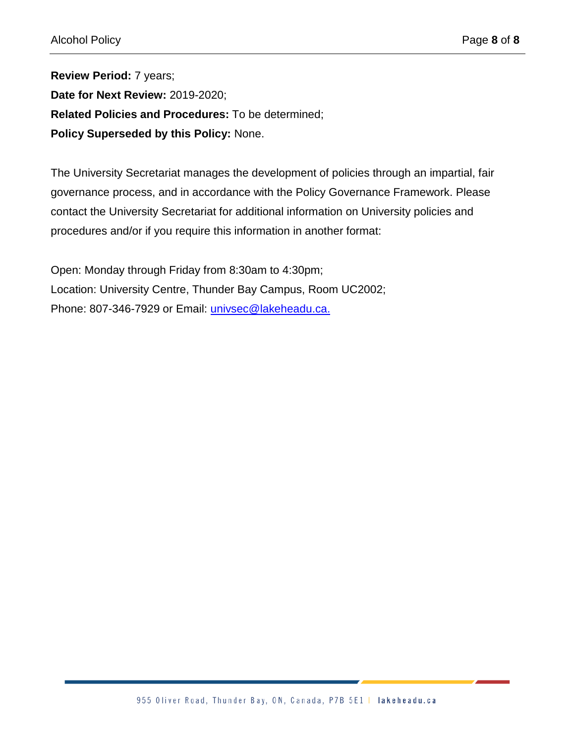**Review Period:** 7 years;
**Date for Next Review:** 2019-2020;
**Related Policies and Procedures:** To be determined;
**Policy Superseded by this Policy:** None.

The University Secretariat manages the development of policies through an impartial, fair governance process, and in accordance with the Policy Governance Framework. Please contact the University Secretariat for additional information on University policies and procedures and/or if you require this information in another format:

Open: Monday through Friday from 8:30am to 4:30pm;
Location: University Centre, Thunder Bay Campus, Room UC2002;
Phone: 807-346-7929 or Email: univsec@lakeheadu.ca.